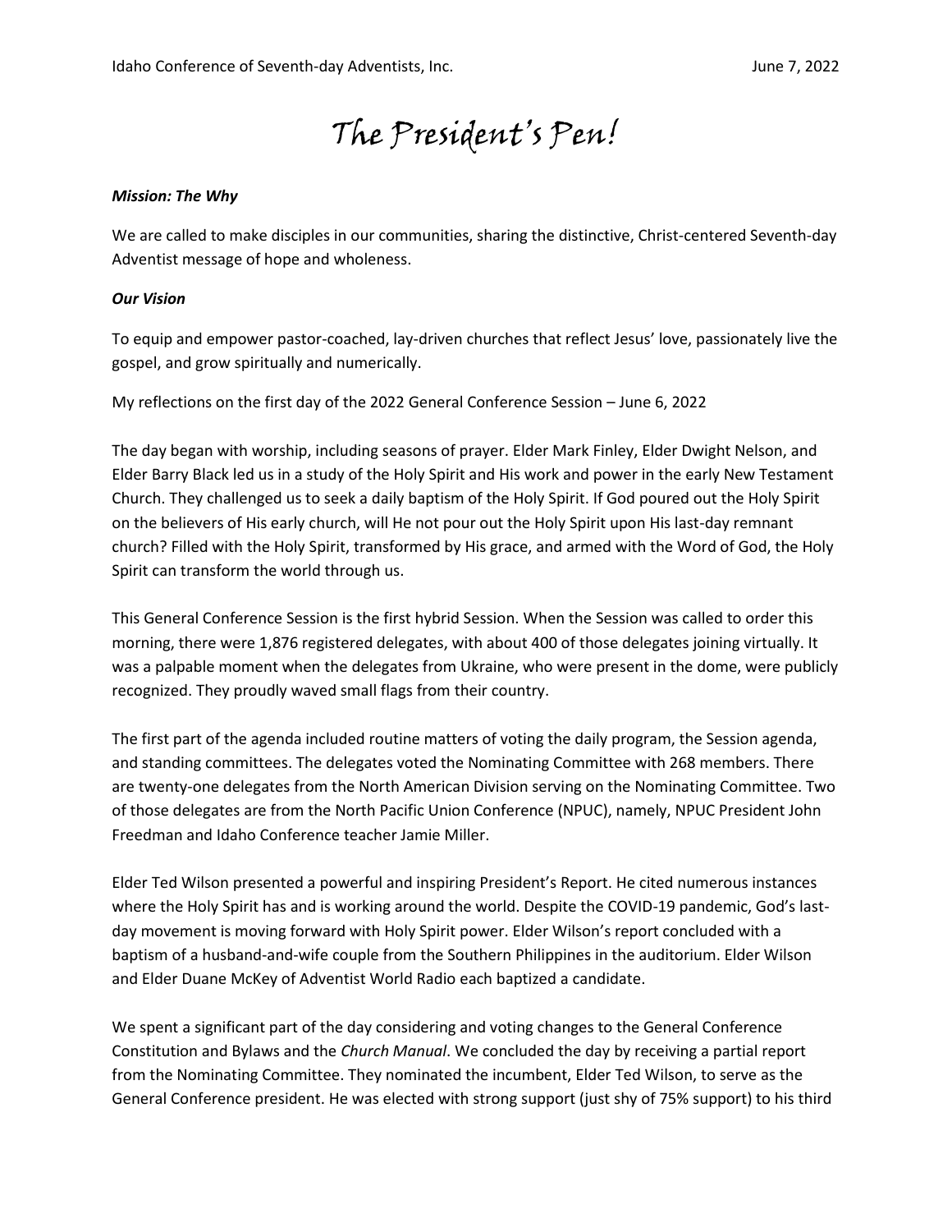# The President's Pen!

***Mission: The Why***

We are called to make disciples in our communities, sharing the distinctive, Christ-centered Seventh-day Adventist message of hope and wholeness.

***Our Vision***

To equip and empower pastor-coached, lay-driven churches that reflect Jesus' love, passionately live the gospel, and grow spiritually and numerically.

My reflections on the first day of the 2022 General Conference Session – June 6, 2022

The day began with worship, including seasons of prayer. Elder Mark Finley, Elder Dwight Nelson, and Elder Barry Black led us in a study of the Holy Spirit and His work and power in the early New Testament Church. They challenged us to seek a daily baptism of the Holy Spirit. If God poured out the Holy Spirit on the believers of His early church, will He not pour out the Holy Spirit upon His last-day remnant church? Filled with the Holy Spirit, transformed by His grace, and armed with the Word of God, the Holy Spirit can transform the world through us.

This General Conference Session is the first hybrid Session. When the Session was called to order this morning, there were 1,876 registered delegates, with about 400 of those delegates joining virtually. It was a palpable moment when the delegates from Ukraine, who were present in the dome, were publicly recognized. They proudly waved small flags from their country.

The first part of the agenda included routine matters of voting the daily program, the Session agenda, and standing committees. The delegates voted the Nominating Committee with 268 members. There are twenty-one delegates from the North American Division serving on the Nominating Committee. Two of those delegates are from the North Pacific Union Conference (NPUC), namely, NPUC President John Freedman and Idaho Conference teacher Jamie Miller.

Elder Ted Wilson presented a powerful and inspiring President's Report. He cited numerous instances where the Holy Spirit has and is working around the world. Despite the COVID-19 pandemic, God's last-day movement is moving forward with Holy Spirit power. Elder Wilson's report concluded with a baptism of a husband-and-wife couple from the Southern Philippines in the auditorium. Elder Wilson and Elder Duane McKey of Adventist World Radio each baptized a candidate.

We spent a significant part of the day considering and voting changes to the General Conference Constitution and Bylaws and the *Church Manual*. We concluded the day by receiving a partial report from the Nominating Committee. They nominated the incumbent, Elder Ted Wilson, to serve as the General Conference president. He was elected with strong support (just shy of 75% support) to his third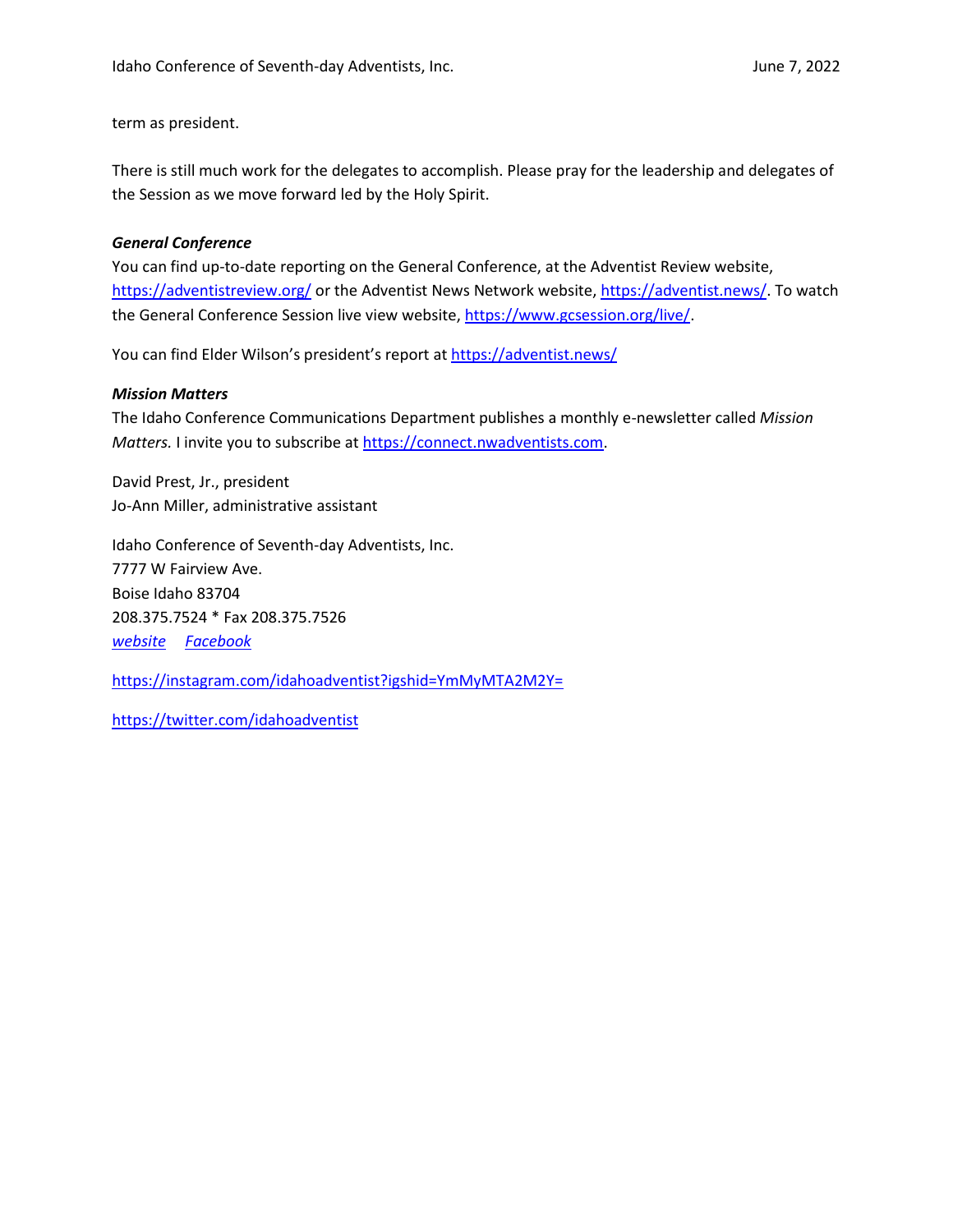term as president.

There is still much work for the delegates to accomplish. Please pray for the leadership and delegates of the Session as we move forward led by the Holy Spirit.

***General Conference***

You can find up-to-date reporting on the General Conference, at the Adventist Review website, https://adventistreview.org/ or the Adventist News Network website, https://adventist.news/. To watch the General Conference Session live view website, https://www.gcsession.org/live/.

You can find Elder Wilson's president's report at https://adventist.news/

***Mission Matters***

The Idaho Conference Communications Department publishes a monthly e-newsletter called *Mission Matters.* I invite you to subscribe at https://connect.nwadventists.com.

David Prest, Jr., president
Jo-Ann Miller, administrative assistant

Idaho Conference of Seventh-day Adventists, Inc.
7777 W Fairview Ave.
Boise Idaho 83704
208.375.7524 * Fax 208.375.7526
*website* *Facebook*

https://instagram.com/idahoadventist?igshid=YmMyMTA2M2Y=

https://twitter.com/idahoadventist